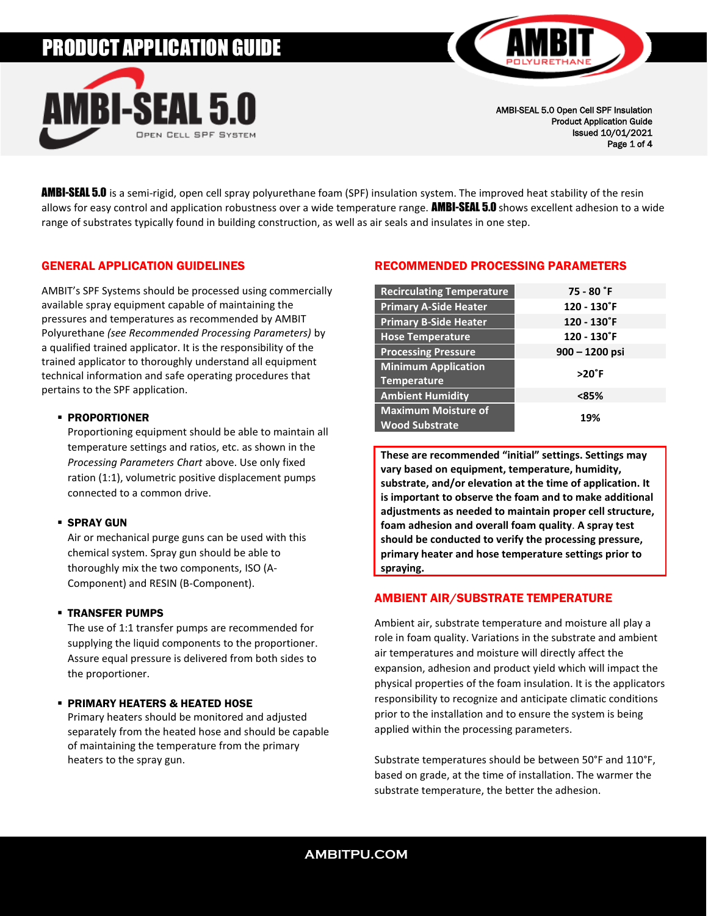# PRODUCT APPLICATION GUIDE

# AMBI-SEAL 5.0

Open Cell SPF System

AMBI-SEAL 5.0 Open Cell SPF Insulation
Product Application Guide
Issued 10/01/2021

**AMBI-SEAL 5.0** is a semi-rigid, open cell spray polyurethane foam (SPF) insulation system. The improved heat stability of the resin allows for easy control and application robustness over a wide temperature range. **AMBI-SEAL 5.0** shows excellent adhesion to a wide range of substrates typically found in building construction, as well as air seals and insulates in one step.

## GENERAL APPLICATION GUIDELINES

AMBIT's SPF Systems should be processed using commercially available spray equipment capable of maintaining the pressures and temperatures as recommended by AMBIT Polyurethane *(see Recommended Processing Parameters)* by a qualified trained applicator. It is the responsibility of the trained applicator to thoroughly understand all equipment technical information and safe operating procedures that pertains to the SPF application.

- **PROPORTIONER**
  Proportioning equipment should be able to maintain all temperature settings and ratios, etc. as shown in the *Processing Parameters Chart* above. Use only fixed ration (1:1), volumetric positive displacement pumps connected to a common drive.

- **SPRAY GUN**
  Air or mechanical purge guns can be used with this chemical system. Spray gun should be able to thoroughly mix the two components, ISO (A-Component) and RESIN (B-Component).

- **TRANSFER PUMPS**
  The use of 1:1 transfer pumps are recommended for supplying the liquid components to the proportioner. Assure equal pressure is delivered from both sides to the proportioner.

- **PRIMARY HEATERS & HEATED HOSE**
  Primary heaters should be monitored and adjusted separately from the heated hose and should be capable of maintaining the temperature from the primary heaters to the spray gun.

## RECOMMENDED PROCESSING PARAMETERS

| Parameter | Value |
|---|---|
| Recirculating Temperature | 75 - 80 ˚F |
| Primary A-Side Heater | 120 - 130˚F |
| Primary B-Side Heater | 120 - 130˚F |
| Hose Temperature | 120 - 130˚F |
| Processing Pressure | 900 – 1200 psi |
| Minimum Application Temperature | >20˚F |
| Ambient Humidity | <85% |
| Maximum Moisture of Wood Substrate | 19% |

**These are recommended "initial" settings. Settings may vary based on equipment, temperature, humidity, substrate, and/or elevation at the time of application. It is important to observe the foam and to make additional adjustments as needed to maintain proper cell structure, foam adhesion and overall foam quality. A spray test should be conducted to verify the processing pressure, primary heater and hose temperature settings prior to spraying.**

## AMBIENT AIR/SUBSTRATE TEMPERATURE

Ambient air, substrate temperature and moisture all play a role in foam quality. Variations in the substrate and ambient air temperatures and moisture will directly affect the expansion, adhesion and product yield which will impact the physical properties of the foam insulation. It is the applicators responsibility to recognize and anticipate climatic conditions prior to the installation and to ensure the system is being applied within the processing parameters.

Substrate temperatures should be between 50°F and 110°F, based on grade, at the time of installation. The warmer the substrate temperature, the better the adhesion.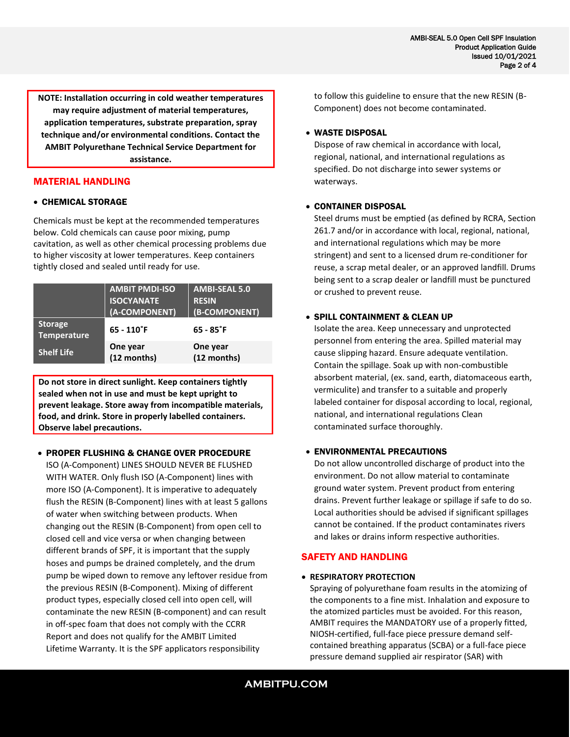**NOTE: Installation occurring in cold weather temperatures may require adjustment of material temperatures, application temperatures, substrate preparation, spray technique and/or environmental conditions. Contact the AMBIT Polyurethane Technical Service Department for assistance.**

## MATERIAL HANDLING

- **CHEMICAL STORAGE**

Chemicals must be kept at the recommended temperatures below. Cold chemicals can cause poor mixing, pump cavitation, as well as other chemical processing problems due to higher viscosity at lower temperatures. Keep containers tightly closed and sealed until ready for use.

| | AMBIT PMDI-ISO ISOCYANATE (A-COMPONENT) | AMBI-SEAL 5.0 RESIN (B-COMPONENT) |
|---|---|---|
| Storage Temperature | 65 - 110˚F | 65 - 85˚F |
| Shelf Life | One year (12 months) | One year (12 months) |

**Do not store in direct sunlight. Keep containers tightly sealed when not in use and must be kept upright to prevent leakage. Store away from incompatible materials, food, and drink. Store in properly labelled containers. Observe label precautions.**

- **PROPER FLUSHING & CHANGE OVER PROCEDURE**
  ISO (A-Component) LINES SHOULD NEVER BE FLUSHED WITH WATER. Only flush ISO (A-Component) lines with more ISO (A-Component). It is imperative to adequately flush the RESIN (B-Component) lines with at least 5 gallons of water when switching between products. When changing out the RESIN (B-Component) from open cell to closed cell and vice versa or when changing between different brands of SPF, it is important that the supply hoses and pumps be drained completely, and the drum pump be wiped down to remove any leftover residue from the previous RESIN (B-Component). Mixing of different product types, especially closed cell into open cell, will contaminate the new RESIN (B-component) and can result in off-spec foam that does not comply with the CCRR Report and does not qualify for the AMBIT Limited Lifetime Warranty. It is the SPF applicators responsibility to follow this guideline to ensure that the new RESIN (B-Component) does not become contaminated.

- **WASTE DISPOSAL**
  Dispose of raw chemical in accordance with local, regional, national, and international regulations as specified. Do not discharge into sewer systems or waterways.

- **CONTAINER DISPOSAL**
  Steel drums must be emptied (as defined by RCRA, Section 261.7 and/or in accordance with local, regional, national, and international regulations which may be more stringent) and sent to a licensed drum re-conditioner for reuse, a scrap metal dealer, or an approved landfill. Drums being sent to a scrap dealer or landfill must be punctured or crushed to prevent reuse.

- **SPILL CONTAINMENT & CLEAN UP**
  Isolate the area. Keep unnecessary and unprotected personnel from entering the area. Spilled material may cause slipping hazard. Ensure adequate ventilation. Contain the spillage. Soak up with non-combustible absorbent material, (ex. sand, earth, diatomaceous earth, vermiculite) and transfer to a suitable and properly labeled container for disposal according to local, regional, national, and international regulations Clean contaminated surface thoroughly.

- **ENVIRONMENTAL PRECAUTIONS**
  Do not allow uncontrolled discharge of product into the environment. Do not allow material to contaminate ground water system. Prevent product from entering drains. Prevent further leakage or spillage if safe to do so. Local authorities should be advised if significant spillages cannot be contained. If the product contaminates rivers and lakes or drains inform respective authorities.

## SAFETY AND HANDLING

- **RESPIRATORY PROTECTION**
  Spraying of polyurethane foam results in the atomizing of the components to a fine mist. Inhalation and exposure to the atomized particles must be avoided. For this reason, AMBIT requires the MANDATORY use of a properly fitted, NIOSH-certified, full-face piece pressure demand self-contained breathing apparatus (SCBA) or a full-face piece pressure demand supplied air respirator (SAR) with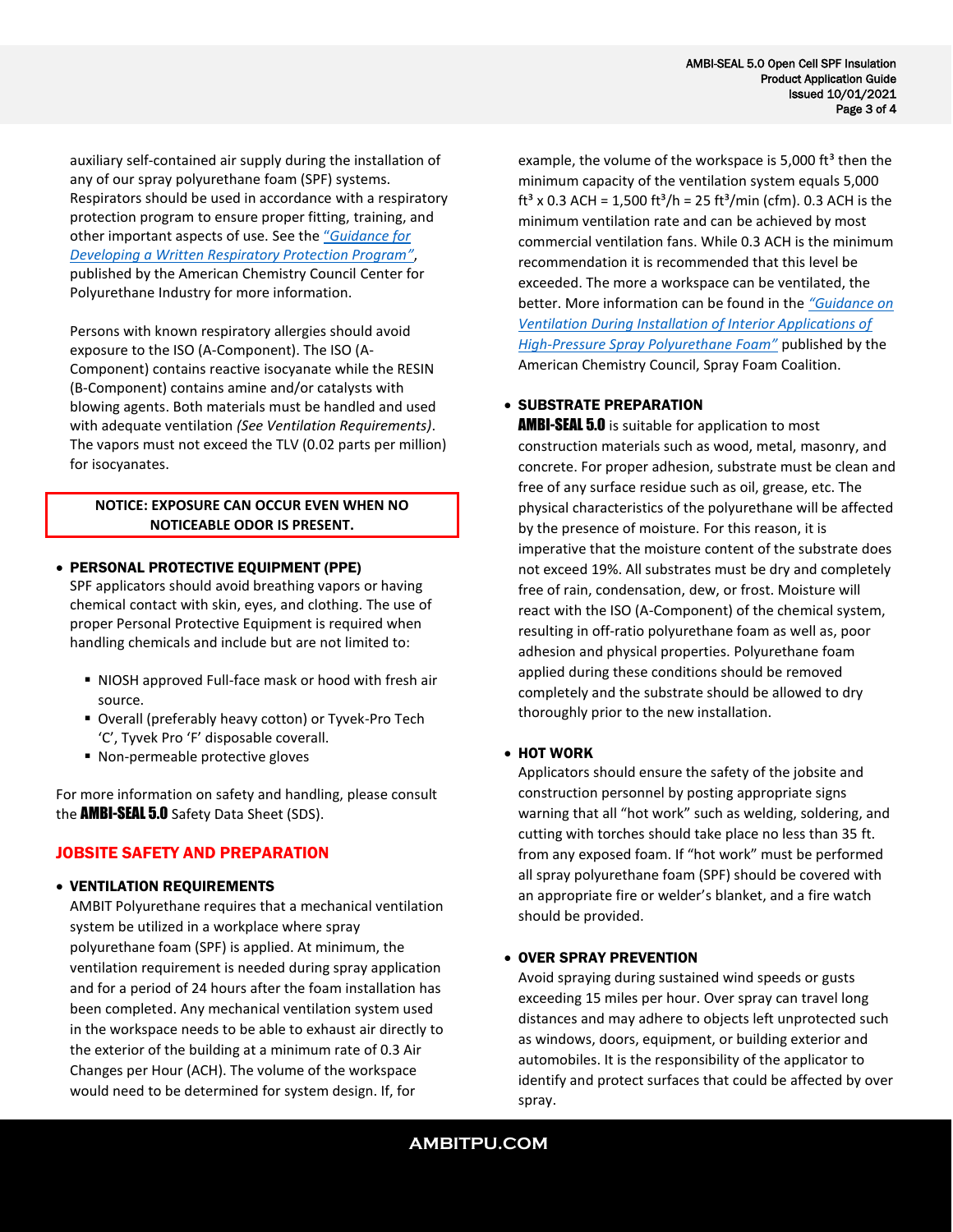auxiliary self-contained air supply during the installation of any of our spray polyurethane foam (SPF) systems. Respirators should be used in accordance with a respiratory protection program to ensure proper fitting, training, and other important aspects of use. See the *"Guidance for Developing a Written Respiratory Protection Program"*, published by the American Chemistry Council Center for Polyurethane Industry for more information.

Persons with known respiratory allergies should avoid exposure to the ISO (A-Component). The ISO (A-Component) contains reactive isocyanate while the RESIN (B-Component) contains amine and/or catalysts with blowing agents. Both materials must be handled and used with adequate ventilation *(See Ventilation Requirements)*. The vapors must not exceed the TLV (0.02 parts per million) for isocyanates.

**NOTICE: EXPOSURE CAN OCCUR EVEN WHEN NO NOTICEABLE ODOR IS PRESENT.**

- **PERSONAL PROTECTIVE EQUIPMENT (PPE)**
  SPF applicators should avoid breathing vapors or having chemical contact with skin, eyes, and clothing. The use of proper Personal Protective Equipment is required when handling chemicals and include but are not limited to:
  - NIOSH approved Full-face mask or hood with fresh air source.
  - Overall (preferably heavy cotton) or Tyvek-Pro Tech 'C', Tyvek Pro 'F' disposable coverall.
  - Non-permeable protective gloves

For more information on safety and handling, please consult the **AMBI-SEAL 5.0** Safety Data Sheet (SDS).

## JOBSITE SAFETY AND PREPARATION

- **VENTILATION REQUIREMENTS**
  AMBIT Polyurethane requires that a mechanical ventilation system be utilized in a workplace where spray polyurethane foam (SPF) is applied. At minimum, the ventilation requirement is needed during spray application and for a period of 24 hours after the foam installation has been completed. Any mechanical ventilation system used in the workspace needs to be able to exhaust air directly to the exterior of the building at a minimum rate of 0.3 Air Changes per Hour (ACH). The volume of the workspace would need to be determined for system design. If, for example, the volume of the workspace is 5,000 $ft^3$ then the minimum capacity of the ventilation system equals 5,000 $ft^3$ x 0.3 ACH = 1,500 $ft^3/h$ = 25 $ft^3/min$ (cfm). 0.3 ACH is the minimum ventilation rate and can be achieved by most commercial ventilation fans. While 0.3 ACH is the minimum recommendation it is recommended that this level be exceeded. The more a workspace can be ventilated, the better. More information can be found in the *"Guidance on Ventilation During Installation of Interior Applications of High-Pressure Spray Polyurethane Foam"* published by the American Chemistry Council, Spray Foam Coalition.

- **SUBSTRATE PREPARATION**
  **AMBI-SEAL 5.0** is suitable for application to most construction materials such as wood, metal, masonry, and concrete. For proper adhesion, substrate must be clean and free of any surface residue such as oil, grease, etc. The physical characteristics of the polyurethane will be affected by the presence of moisture. For this reason, it is imperative that the moisture content of the substrate does not exceed 19%. All substrates must be dry and completely free of rain, condensation, dew, or frost. Moisture will react with the ISO (A-Component) of the chemical system, resulting in off-ratio polyurethane foam as well as, poor adhesion and physical properties. Polyurethane foam applied during these conditions should be removed completely and the substrate should be allowed to dry thoroughly prior to the new installation.

- **HOT WORK**
  Applicators should ensure the safety of the jobsite and construction personnel by posting appropriate signs warning that all "hot work" such as welding, soldering, and cutting with torches should take place no less than 35 ft. from any exposed foam. If "hot work" must be performed all spray polyurethane foam (SPF) should be covered with an appropriate fire or welder's blanket, and a fire watch should be provided.

- **OVER SPRAY PREVENTION**
  Avoid spraying during sustained wind speeds or gusts exceeding 15 miles per hour. Over spray can travel long distances and may adhere to objects left unprotected such as windows, doors, equipment, or building exterior and automobiles. It is the responsibility of the applicator to identify and protect surfaces that could be affected by over spray.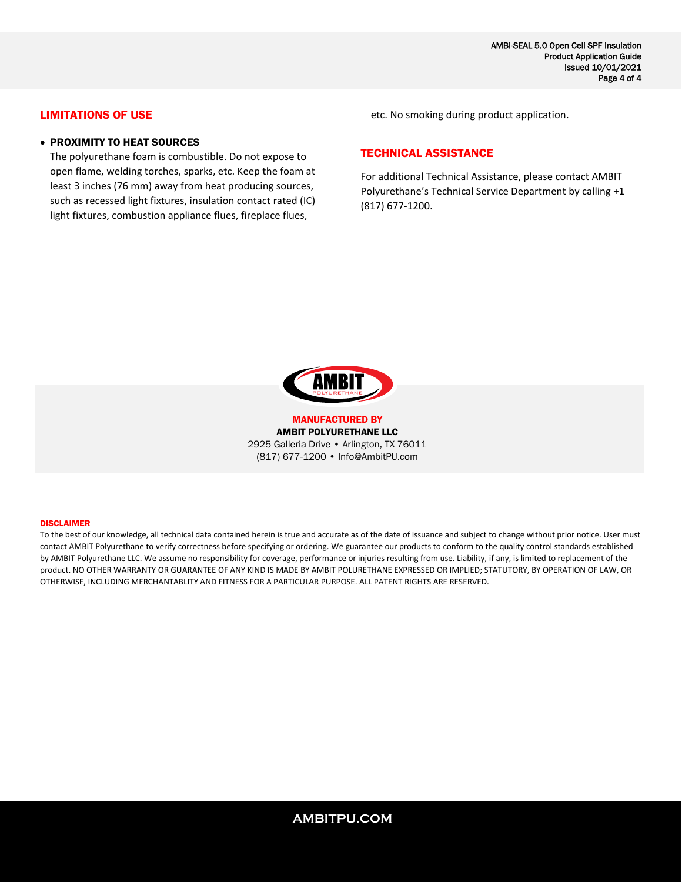## LIMITATIONS OF USE

- **PROXIMITY TO HEAT SOURCES**
  The polyurethane foam is combustible. Do not expose to open flame, welding torches, sparks, etc. Keep the foam at least 3 inches (76 mm) away from heat producing sources, such as recessed light fixtures, insulation contact rated (IC) light fixtures, combustion appliance flues, fireplace flues, etc. No smoking during product application.

## TECHNICAL ASSISTANCE

For additional Technical Assistance, please contact AMBIT Polyurethane's Technical Service Department by calling +1 (817) 677-1200.

**MANUFACTURED BY**
**AMBIT POLYURETHANE LLC**
2925 Galleria Drive • Arlington, TX 76011
(817) 677-1200 • Info@AmbitPU.com

**DISCLAIMER**

To the best of our knowledge, all technical data contained herein is true and accurate as of the date of issuance and subject to change without prior notice. User must contact AMBIT Polyurethane to verify correctness before specifying or ordering. We guarantee our products to conform to the quality control standards established by AMBIT Polyurethane LLC. We assume no responsibility for coverage, performance or injuries resulting from use. Liability, if any, is limited to replacement of the product. NO OTHER WARRANTY OR GUARANTEE OF ANY KIND IS MADE BY AMBIT POLURETHANE EXPRESSED OR IMPLIED; STATUTORY, BY OPERATION OF LAW, OR OTHERWISE, INCLUDING MERCHANTABLITY AND FITNESS FOR A PARTICULAR PURPOSE. ALL PATENT RIGHTS ARE RESERVED.

AMBITPU.COM